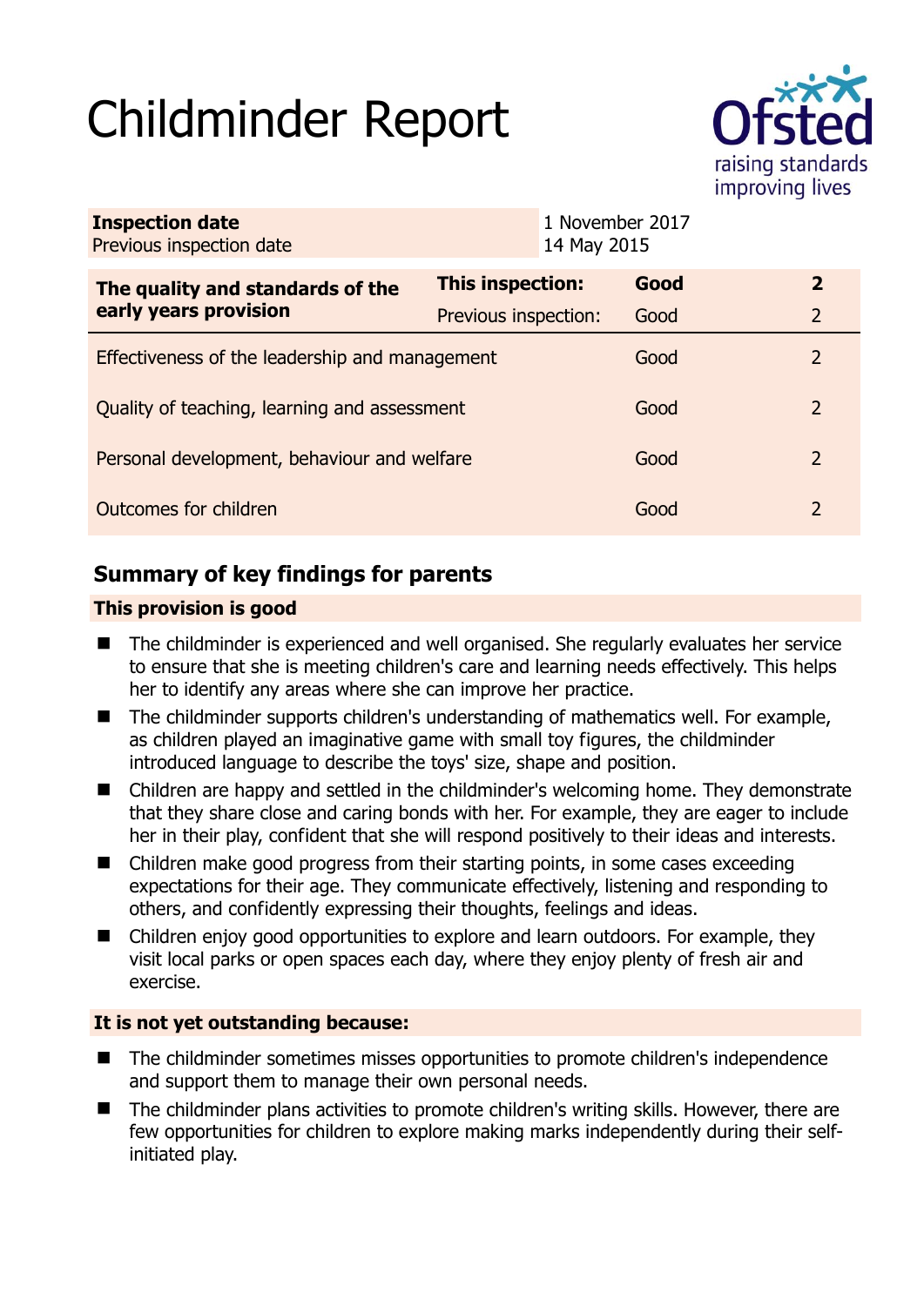# Childminder Report

| | |
|---|---|
| **Inspection date** | 1 November 2017 |
| Previous inspection date | 14 May 2015 |

| **The quality and standards of the early years provision** | **This inspection:** | **Good** | **2** |
|---|---|---|---|
| | Previous inspection: | Good | 2 |
| Effectiveness of the leadership and management | | Good | 2 |
| Quality of teaching, learning and assessment | | Good | 2 |
| Personal development, behaviour and welfare | | Good | 2 |
| Outcomes for children | | Good | 2 |

## Summary of key findings for parents

### This provision is good

- The childminder is experienced and well organised. She regularly evaluates her service to ensure that she is meeting children's care and learning needs effectively. This helps her to identify any areas where she can improve her practice.
- The childminder supports children's understanding of mathematics well. For example, as children played an imaginative game with small toy figures, the childminder introduced language to describe the toys' size, shape and position.
- Children are happy and settled in the childminder's welcoming home. They demonstrate that they share close and caring bonds with her. For example, they are eager to include her in their play, confident that she will respond positively to their ideas and interests.
- Children make good progress from their starting points, in some cases exceeding expectations for their age. They communicate effectively, listening and responding to others, and confidently expressing their thoughts, feelings and ideas.
- Children enjoy good opportunities to explore and learn outdoors. For example, they visit local parks or open spaces each day, where they enjoy plenty of fresh air and exercise.

### It is not yet outstanding because:

- The childminder sometimes misses opportunities to promote children's independence and support them to manage their own personal needs.
- The childminder plans activities to promote children's writing skills. However, there are few opportunities for children to explore making marks independently during their self-initiated play.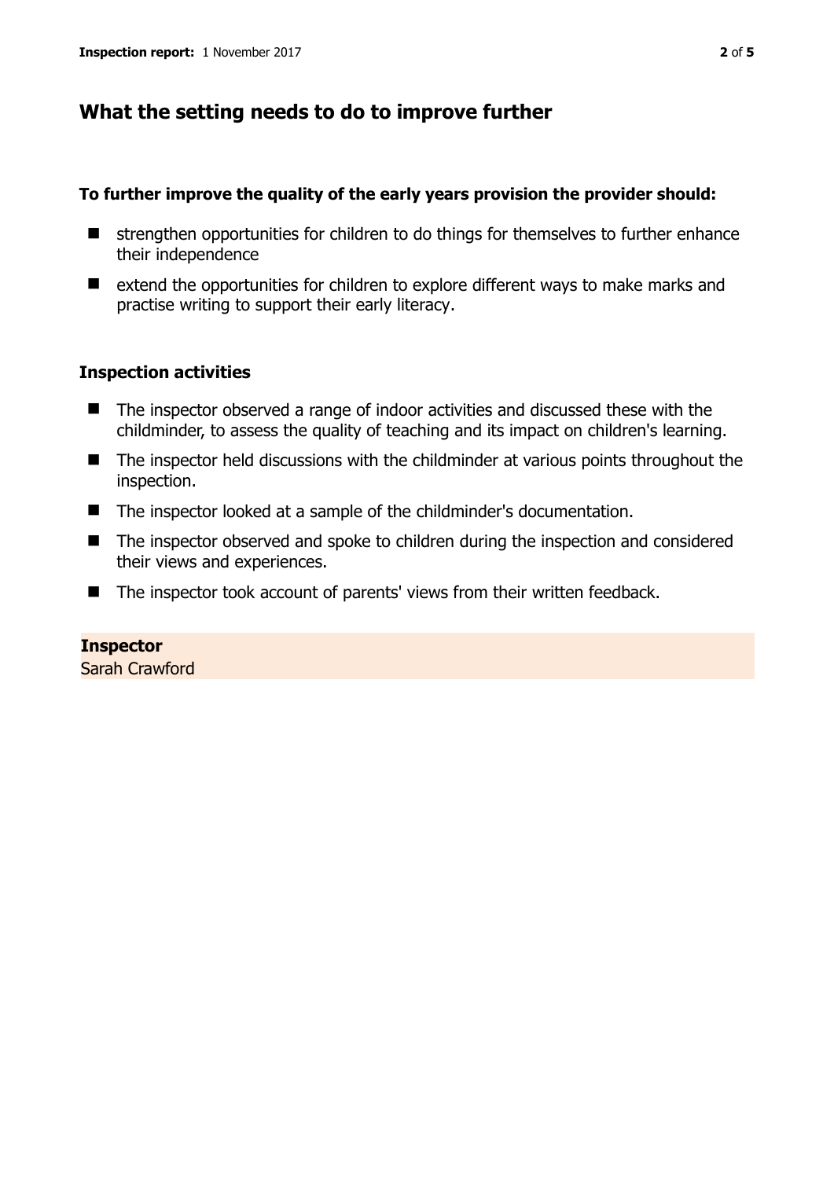## What the setting needs to do to improve further

**To further improve the quality of the early years provision the provider should:**

- strengthen opportunities for children to do things for themselves to further enhance their independence
- extend the opportunities for children to explore different ways to make marks and practise writing to support their early literacy.

### Inspection activities

- The inspector observed a range of indoor activities and discussed these with the childminder, to assess the quality of teaching and its impact on children's learning.
- The inspector held discussions with the childminder at various points throughout the inspection.
- The inspector looked at a sample of the childminder's documentation.
- The inspector observed and spoke to children during the inspection and considered their views and experiences.
- The inspector took account of parents' views from their written feedback.

**Inspector**
Sarah Crawford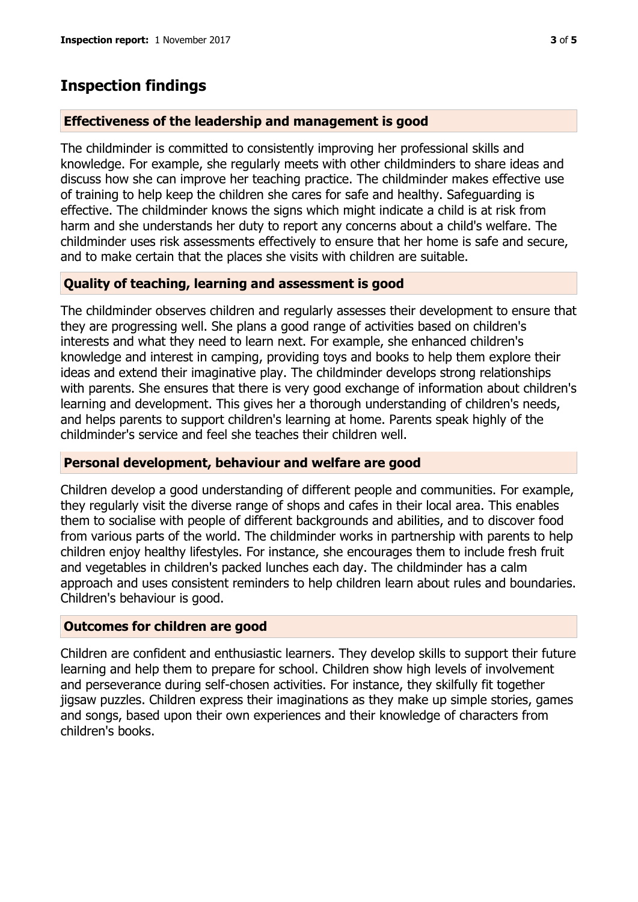## Inspection findings

### Effectiveness of the leadership and management is good

The childminder is committed to consistently improving her professional skills and knowledge. For example, she regularly meets with other childminders to share ideas and discuss how she can improve her teaching practice. The childminder makes effective use of training to help keep the children she cares for safe and healthy. Safeguarding is effective. The childminder knows the signs which might indicate a child is at risk from harm and she understands her duty to report any concerns about a child's welfare. The childminder uses risk assessments effectively to ensure that her home is safe and secure, and to make certain that the places she visits with children are suitable.

### Quality of teaching, learning and assessment is good

The childminder observes children and regularly assesses their development to ensure that they are progressing well. She plans a good range of activities based on children's interests and what they need to learn next. For example, she enhanced children's knowledge and interest in camping, providing toys and books to help them explore their ideas and extend their imaginative play. The childminder develops strong relationships with parents. She ensures that there is very good exchange of information about children's learning and development. This gives her a thorough understanding of children's needs, and helps parents to support children's learning at home. Parents speak highly of the childminder's service and feel she teaches their children well.

### Personal development, behaviour and welfare are good

Children develop a good understanding of different people and communities. For example, they regularly visit the diverse range of shops and cafes in their local area. This enables them to socialise with people of different backgrounds and abilities, and to discover food from various parts of the world. The childminder works in partnership with parents to help children enjoy healthy lifestyles. For instance, she encourages them to include fresh fruit and vegetables in children's packed lunches each day. The childminder has a calm approach and uses consistent reminders to help children learn about rules and boundaries. Children's behaviour is good.

### Outcomes for children are good

Children are confident and enthusiastic learners. They develop skills to support their future learning and help them to prepare for school. Children show high levels of involvement and perseverance during self-chosen activities. For instance, they skilfully fit together jigsaw puzzles. Children express their imaginations as they make up simple stories, games and songs, based upon their own experiences and their knowledge of characters from children's books.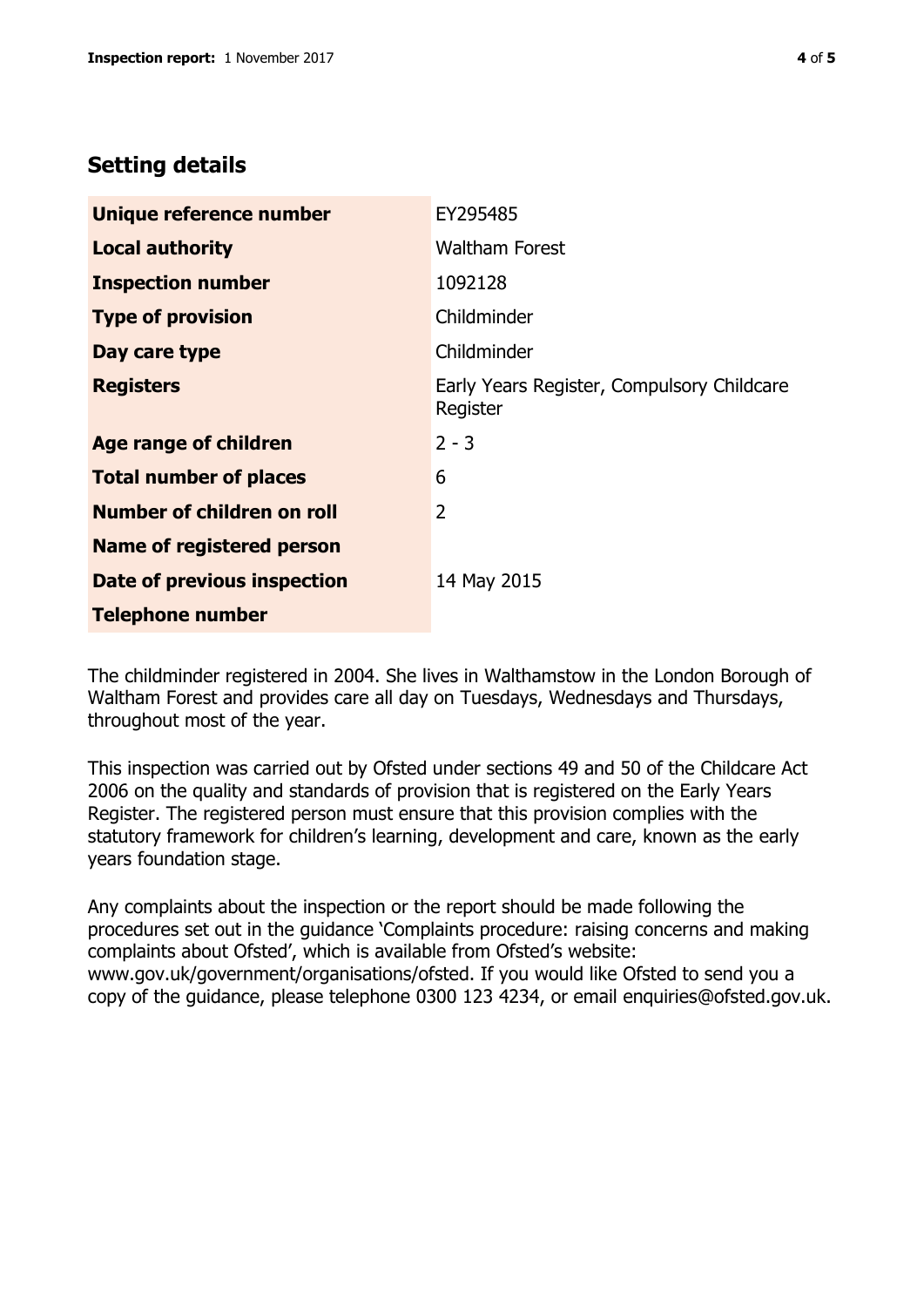## Setting details

| | |
|---|---|
| **Unique reference number** | EY295485 |
| **Local authority** | Waltham Forest |
| **Inspection number** | 1092128 |
| **Type of provision** | Childminder |
| **Day care type** | Childminder |
| **Registers** | Early Years Register, Compulsory Childcare Register |
| **Age range of children** | 2 - 3 |
| **Total number of places** | 6 |
| **Number of children on roll** | 2 |
| **Name of registered person** | |
| **Date of previous inspection** | 14 May 2015 |
| **Telephone number** | |

The childminder registered in 2004. She lives in Walthamstow in the London Borough of Waltham Forest and provides care all day on Tuesdays, Wednesdays and Thursdays, throughout most of the year.

This inspection was carried out by Ofsted under sections 49 and 50 of the Childcare Act 2006 on the quality and standards of provision that is registered on the Early Years Register. The registered person must ensure that this provision complies with the statutory framework for children's learning, development and care, known as the early years foundation stage.

Any complaints about the inspection or the report should be made following the procedures set out in the guidance 'Complaints procedure: raising concerns and making complaints about Ofsted', which is available from Ofsted's website: www.gov.uk/government/organisations/ofsted. If you would like Ofsted to send you a copy of the guidance, please telephone 0300 123 4234, or email enquiries@ofsted.gov.uk.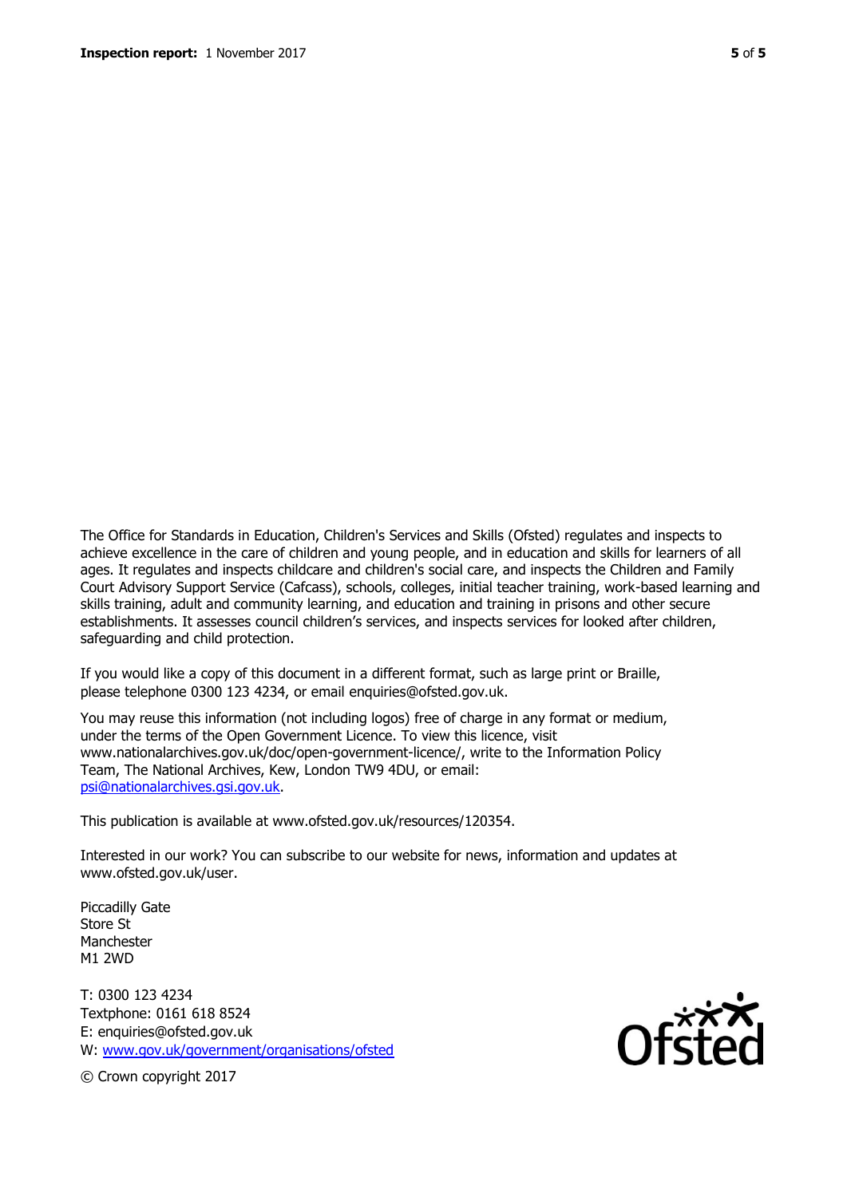The Office for Standards in Education, Children's Services and Skills (Ofsted) regulates and inspects to achieve excellence in the care of children and young people, and in education and skills for learners of all ages. It regulates and inspects childcare and children's social care, and inspects the Children and Family Court Advisory Support Service (Cafcass), schools, colleges, initial teacher training, work-based learning and skills training, adult and community learning, and education and training in prisons and other secure establishments. It assesses council children's services, and inspects services for looked after children, safeguarding and child protection.

If you would like a copy of this document in a different format, such as large print or Braille, please telephone 0300 123 4234, or email enquiries@ofsted.gov.uk.

You may reuse this information (not including logos) free of charge in any format or medium, under the terms of the Open Government Licence. To view this licence, visit www.nationalarchives.gov.uk/doc/open-government-licence/, write to the Information Policy Team, The National Archives, Kew, London TW9 4DU, or email: psi@nationalarchives.gsi.gov.uk.

This publication is available at www.ofsted.gov.uk/resources/120354.

Interested in our work? You can subscribe to our website for news, information and updates at www.ofsted.gov.uk/user.

Piccadilly Gate
Store St
Manchester
M1 2WD

T: 0300 123 4234
Textphone: 0161 618 8524
E: enquiries@ofsted.gov.uk
W: www.gov.uk/government/organisations/ofsted

© Crown copyright 2017